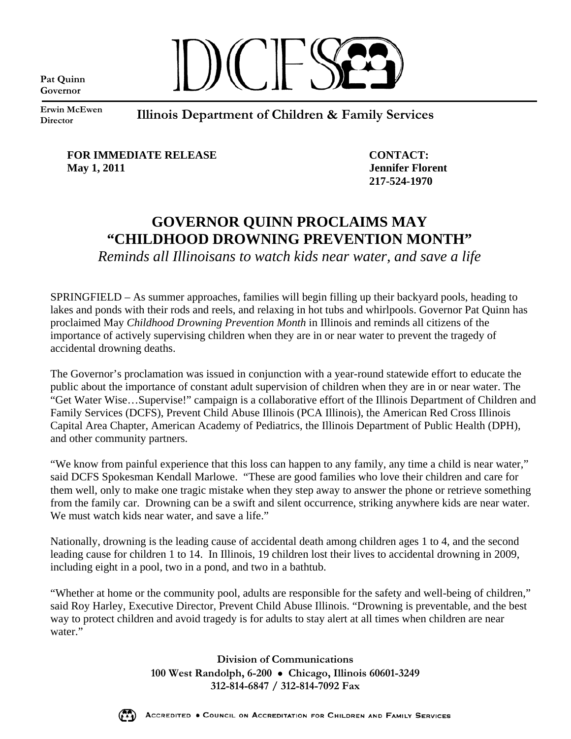Pat Quinn
Governor

DCFS

Erwin McEwen
Director

**Illinois Department of Children & Family Services**

**FOR IMMEDIATE RELEASE**
**May 1, 2011**

**CONTACT:**
**Jennifer Florent**
**217-524-1970**

# GOVERNOR QUINN PROCLAIMS MAY "CHILDHOOD DROWNING PREVENTION MONTH"

*Reminds all Illinoisans to watch kids near water, and save a life*

SPRINGFIELD – As summer approaches, families will begin filling up their backyard pools, heading to lakes and ponds with their rods and reels, and relaxing in hot tubs and whirlpools. Governor Pat Quinn has proclaimed May *Childhood Drowning Prevention Month* in Illinois and reminds all citizens of the importance of actively supervising children when they are in or near water to prevent the tragedy of accidental drowning deaths.

The Governor's proclamation was issued in conjunction with a year-round statewide effort to educate the public about the importance of constant adult supervision of children when they are in or near water. The "Get Water Wise…Supervise!" campaign is a collaborative effort of the Illinois Department of Children and Family Services (DCFS), Prevent Child Abuse Illinois (PCA Illinois), the American Red Cross Illinois Capital Area Chapter, American Academy of Pediatrics, the Illinois Department of Public Health (DPH), and other community partners.

"We know from painful experience that this loss can happen to any family, any time a child is near water," said DCFS Spokesman Kendall Marlowe. "These are good families who love their children and care for them well, only to make one tragic mistake when they step away to answer the phone or retrieve something from the family car. Drowning can be a swift and silent occurrence, striking anywhere kids are near water. We must watch kids near water, and save a life."

Nationally, drowning is the leading cause of accidental death among children ages 1 to 4, and the second leading cause for children 1 to 14. In Illinois, 19 children lost their lives to accidental drowning in 2009, including eight in a pool, two in a pond, and two in a bathtub.

"Whether at home or the community pool, adults are responsible for the safety and well-being of children," said Roy Harley, Executive Director, Prevent Child Abuse Illinois. "Drowning is preventable, and the best way to protect children and avoid tragedy is for adults to stay alert at all times when children are near water."

**Division of Communications**
**100 West Randolph, 6-200 • Chicago, Illinois 60601-3249**
**312-814-6847 / 312-814-7092 Fax**

ACCREDITED • COUNCIL ON ACCREDITATION FOR CHILDREN AND FAMILY SERVICES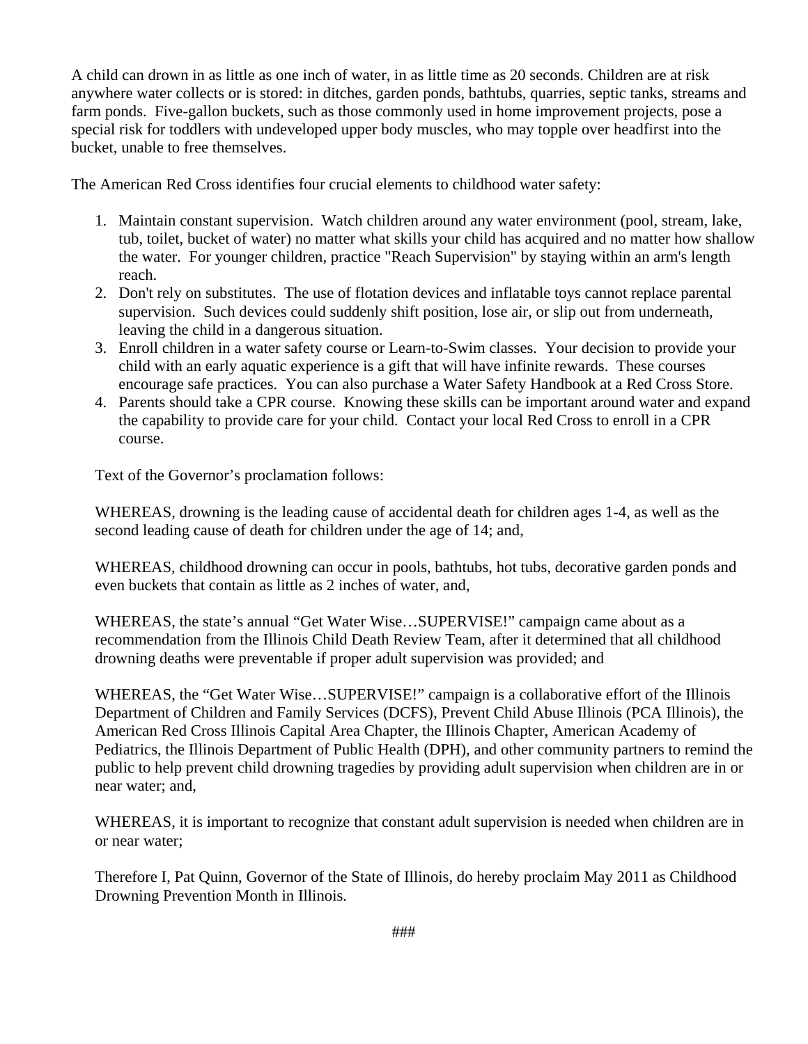A child can drown in as little as one inch of water, in as little time as 20 seconds. Children are at risk anywhere water collects or is stored: in ditches, garden ponds, bathtubs, quarries, septic tanks, streams and farm ponds. Five-gallon buckets, such as those commonly used in home improvement projects, pose a special risk for toddlers with undeveloped upper body muscles, who may topple over headfirst into the bucket, unable to free themselves.

The American Red Cross identifies four crucial elements to childhood water safety:

1. Maintain constant supervision. Watch children around any water environment (pool, stream, lake, tub, toilet, bucket of water) no matter what skills your child has acquired and no matter how shallow the water. For younger children, practice "Reach Supervision" by staying within an arm's length reach.
2. Don't rely on substitutes. The use of flotation devices and inflatable toys cannot replace parental supervision. Such devices could suddenly shift position, lose air, or slip out from underneath, leaving the child in a dangerous situation.
3. Enroll children in a water safety course or Learn-to-Swim classes. Your decision to provide your child with an early aquatic experience is a gift that will have infinite rewards. These courses encourage safe practices. You can also purchase a Water Safety Handbook at a Red Cross Store.
4. Parents should take a CPR course. Knowing these skills can be important around water and expand the capability to provide care for your child. Contact your local Red Cross to enroll in a CPR course.

Text of the Governor's proclamation follows:

WHEREAS, drowning is the leading cause of accidental death for children ages 1-4, as well as the second leading cause of death for children under the age of 14; and,

WHEREAS, childhood drowning can occur in pools, bathtubs, hot tubs, decorative garden ponds and even buckets that contain as little as 2 inches of water, and,

WHEREAS, the state's annual "Get Water Wise…SUPERVISE!" campaign came about as a recommendation from the Illinois Child Death Review Team, after it determined that all childhood drowning deaths were preventable if proper adult supervision was provided; and

WHEREAS, the "Get Water Wise…SUPERVISE!" campaign is a collaborative effort of the Illinois Department of Children and Family Services (DCFS), Prevent Child Abuse Illinois (PCA Illinois), the American Red Cross Illinois Capital Area Chapter, the Illinois Chapter, American Academy of Pediatrics, the Illinois Department of Public Health (DPH), and other community partners to remind the public to help prevent child drowning tragedies by providing adult supervision when children are in or near water; and,

WHEREAS, it is important to recognize that constant adult supervision is needed when children are in or near water;

Therefore I, Pat Quinn, Governor of the State of Illinois, do hereby proclaim May 2011 as Childhood Drowning Prevention Month in Illinois.

###